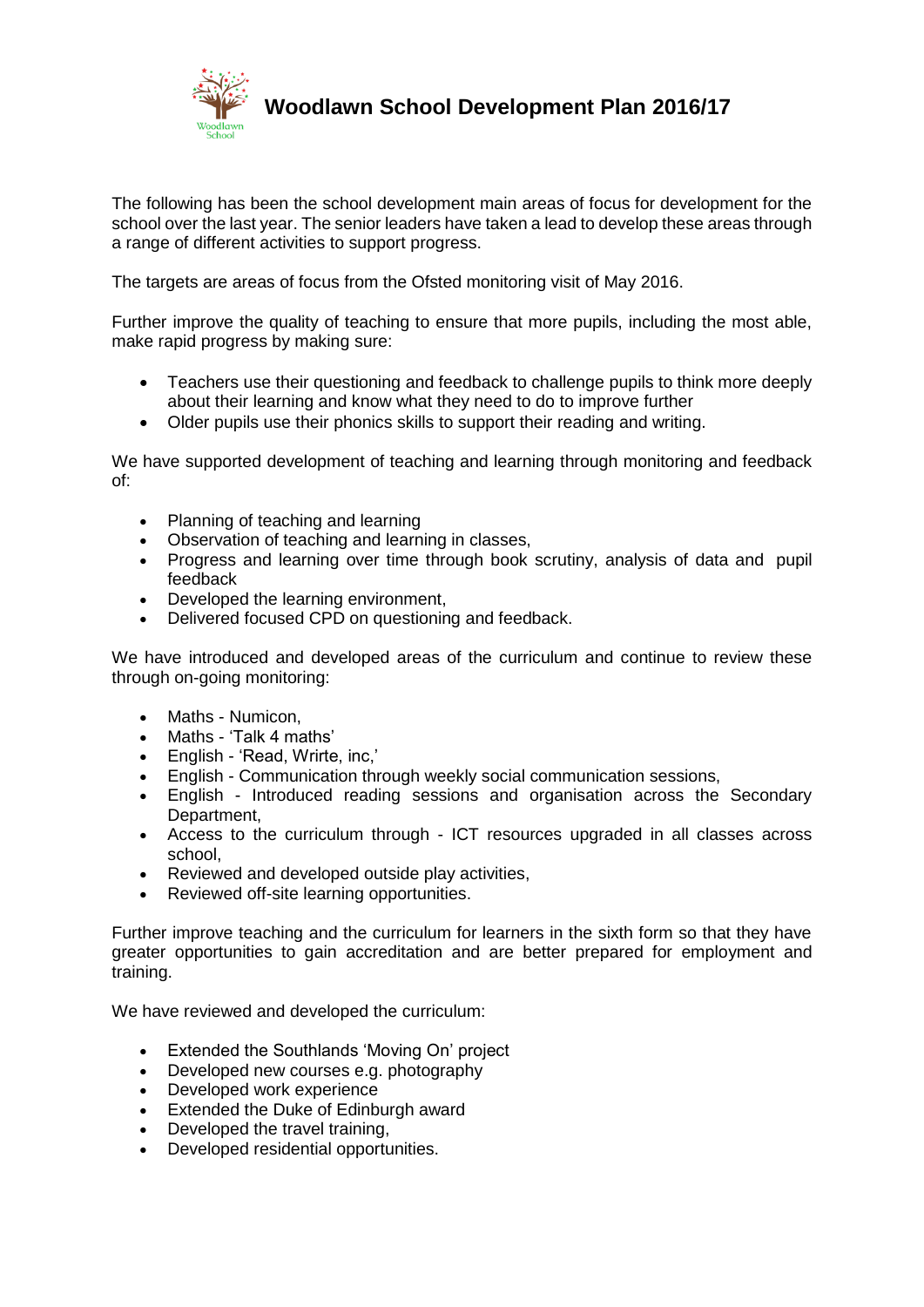# Woodlawn School Development Plan 2016/17

The following has been the school development main areas of focus for development for the school over the last year. The senior leaders have taken a lead to develop these areas through a range of different activities to support progress.

The targets are areas of focus from the Ofsted monitoring visit of May 2016.

Further improve the quality of teaching to ensure that more pupils, including the most able, make rapid progress by making sure:

- Teachers use their questioning and feedback to challenge pupils to think more deeply about their learning and know what they need to do to improve further
- Older pupils use their phonics skills to support their reading and writing.

We have supported development of teaching and learning through monitoring and feedback of:

- Planning of teaching and learning
- Observation of teaching and learning in classes,
- Progress and learning over time through book scrutiny, analysis of data and pupil feedback
- Developed the learning environment,
- Delivered focused CPD on questioning and feedback.

We have introduced and developed areas of the curriculum and continue to review these through on-going monitoring:

- Maths - Numicon,
- Maths - 'Talk 4 maths'
- English - 'Read, Wrirte, inc,'
- English - Communication through weekly social communication sessions,
- English - Introduced reading sessions and organisation across the Secondary Department,
- Access to the curriculum through - ICT resources upgraded in all classes across school,
- Reviewed and developed outside play activities,
- Reviewed off-site learning opportunities.

Further improve teaching and the curriculum for learners in the sixth form so that they have greater opportunities to gain accreditation and are better prepared for employment and training.

We have reviewed and developed the curriculum:

- Extended the Southlands 'Moving On' project
- Developed new courses e.g. photography
- Developed work experience
- Extended the Duke of Edinburgh award
- Developed the travel training,
- Developed residential opportunities.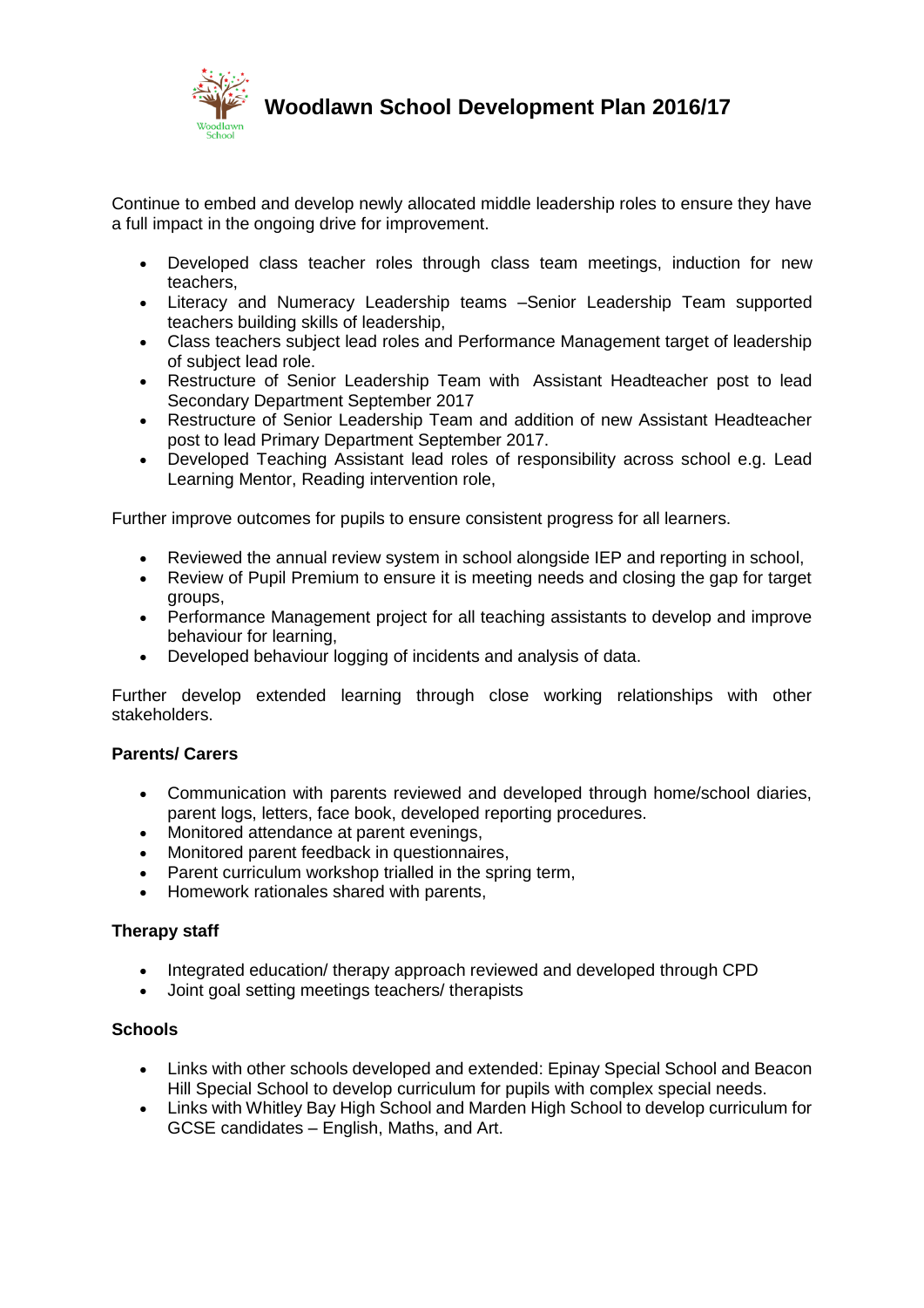# Woodlawn School Development Plan 2016/17

Continue to embed and develop newly allocated middle leadership roles to ensure they have a full impact in the ongoing drive for improvement.

- Developed class teacher roles through class team meetings, induction for new teachers,
- Literacy and Numeracy Leadership teams –Senior Leadership Team supported teachers building skills of leadership,
- Class teachers subject lead roles and Performance Management target of leadership of subject lead role.
- Restructure of Senior Leadership Team with Assistant Headteacher post to lead Secondary Department September 2017
- Restructure of Senior Leadership Team and addition of new Assistant Headteacher post to lead Primary Department September 2017.
- Developed Teaching Assistant lead roles of responsibility across school e.g. Lead Learning Mentor, Reading intervention role,

Further improve outcomes for pupils to ensure consistent progress for all learners.

- Reviewed the annual review system in school alongside IEP and reporting in school,
- Review of Pupil Premium to ensure it is meeting needs and closing the gap for target groups,
- Performance Management project for all teaching assistants to develop and improve behaviour for learning,
- Developed behaviour logging of incidents and analysis of data.

Further develop extended learning through close working relationships with other stakeholders.

**Parents/ Carers**

- Communication with parents reviewed and developed through home/school diaries, parent logs, letters, face book, developed reporting procedures.
- Monitored attendance at parent evenings,
- Monitored parent feedback in questionnaires,
- Parent curriculum workshop trialled in the spring term,
- Homework rationales shared with parents,

**Therapy staff**

- Integrated education/ therapy approach reviewed and developed through CPD
- Joint goal setting meetings teachers/ therapists

**Schools**

- Links with other schools developed and extended: Epinay Special School and Beacon Hill Special School to develop curriculum for pupils with complex special needs.
- Links with Whitley Bay High School and Marden High School to develop curriculum for GCSE candidates – English, Maths, and Art.